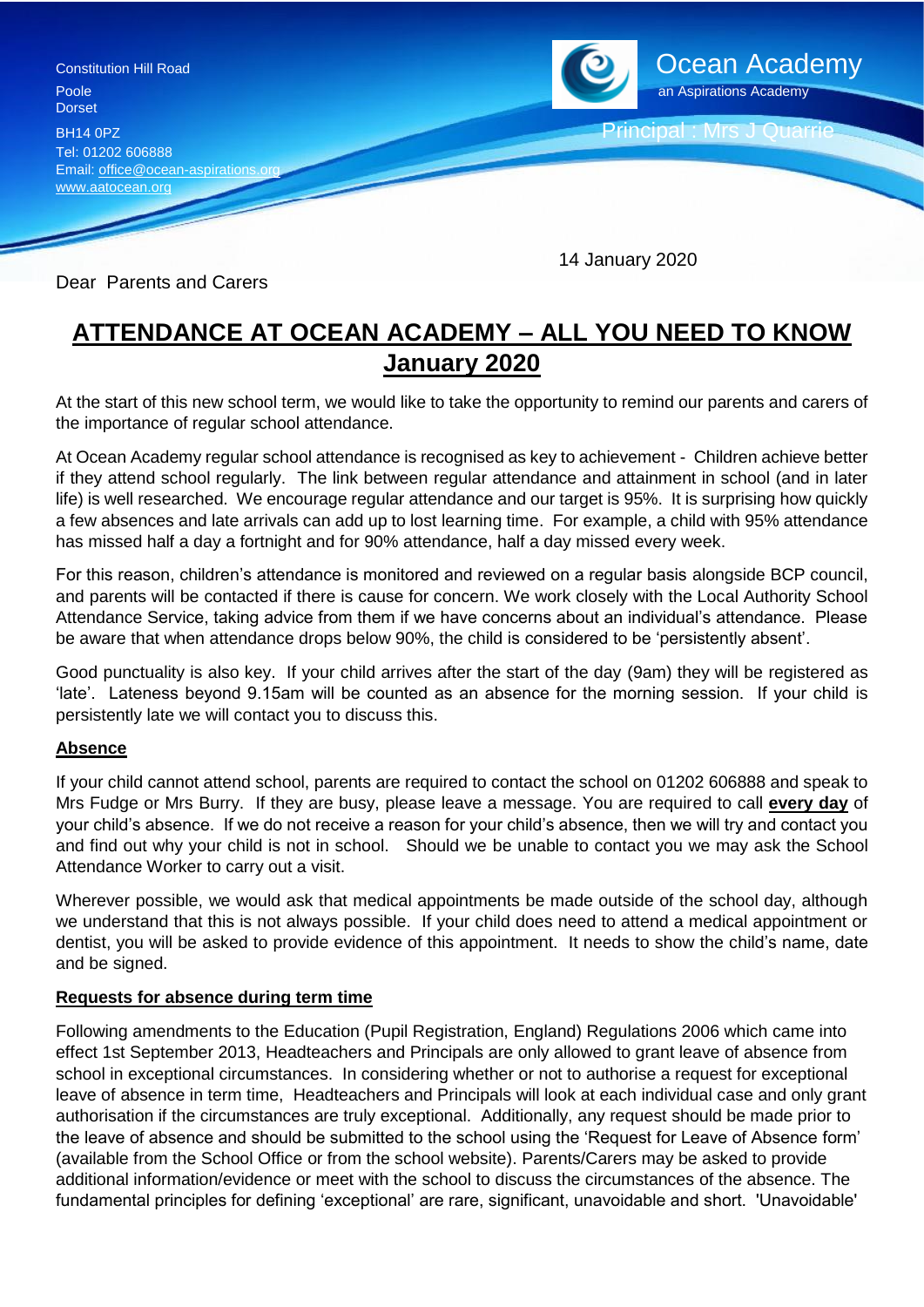Constitution Hill Road
Poole
Dorset
BH14 0PZ
Tel: 01202 606888
Email: office@ocean-aspirations.org
www.aatocean.org

Ocean Academy
an Aspirations Academy

Principal : Mrs J Quarrie

14 January 2020

Dear Parents and Carers

# ATTENDANCE AT OCEAN ACADEMY – ALL YOU NEED TO KNOW January 2020

At the start of this new school term, we would like to take the opportunity to remind our parents and carers of the importance of regular school attendance.

At Ocean Academy regular school attendance is recognised as key to achievement - Children achieve better if they attend school regularly. The link between regular attendance and attainment in school (and in later life) is well researched. We encourage regular attendance and our target is 95%. It is surprising how quickly a few absences and late arrivals can add up to lost learning time. For example, a child with 95% attendance has missed half a day a fortnight and for 90% attendance, half a day missed every week.

For this reason, children's attendance is monitored and reviewed on a regular basis alongside BCP council, and parents will be contacted if there is cause for concern. We work closely with the Local Authority School Attendance Service, taking advice from them if we have concerns about an individual's attendance. Please be aware that when attendance drops below 90%, the child is considered to be 'persistently absent'.

Good punctuality is also key. If your child arrives after the start of the day (9am) they will be registered as 'late'. Lateness beyond 9.15am will be counted as an absence for the morning session. If your child is persistently late we will contact you to discuss this.

## Absence

If your child cannot attend school, parents are required to contact the school on 01202 606888 and speak to Mrs Fudge or Mrs Burry. If they are busy, please leave a message. You are required to call **every day** of your child's absence. If we do not receive a reason for your child's absence, then we will try and contact you and find out why your child is not in school. Should we be unable to contact you we may ask the School Attendance Worker to carry out a visit.

Wherever possible, we would ask that medical appointments be made outside of the school day, although we understand that this is not always possible. If your child does need to attend a medical appointment or dentist, you will be asked to provide evidence of this appointment. It needs to show the child's name, date and be signed.

## Requests for absence during term time

Following amendments to the Education (Pupil Registration, England) Regulations 2006 which came into effect 1st September 2013, Headteachers and Principals are only allowed to grant leave of absence from school in exceptional circumstances. In considering whether or not to authorise a request for exceptional leave of absence in term time, Headteachers and Principals will look at each individual case and only grant authorisation if the circumstances are truly exceptional. Additionally, any request should be made prior to the leave of absence and should be submitted to the school using the 'Request for Leave of Absence form' (available from the School Office or from the school website). Parents/Carers may be asked to provide additional information/evidence or meet with the school to discuss the circumstances of the absence. The fundamental principles for defining 'exceptional' are rare, significant, unavoidable and short. 'Unavoidable'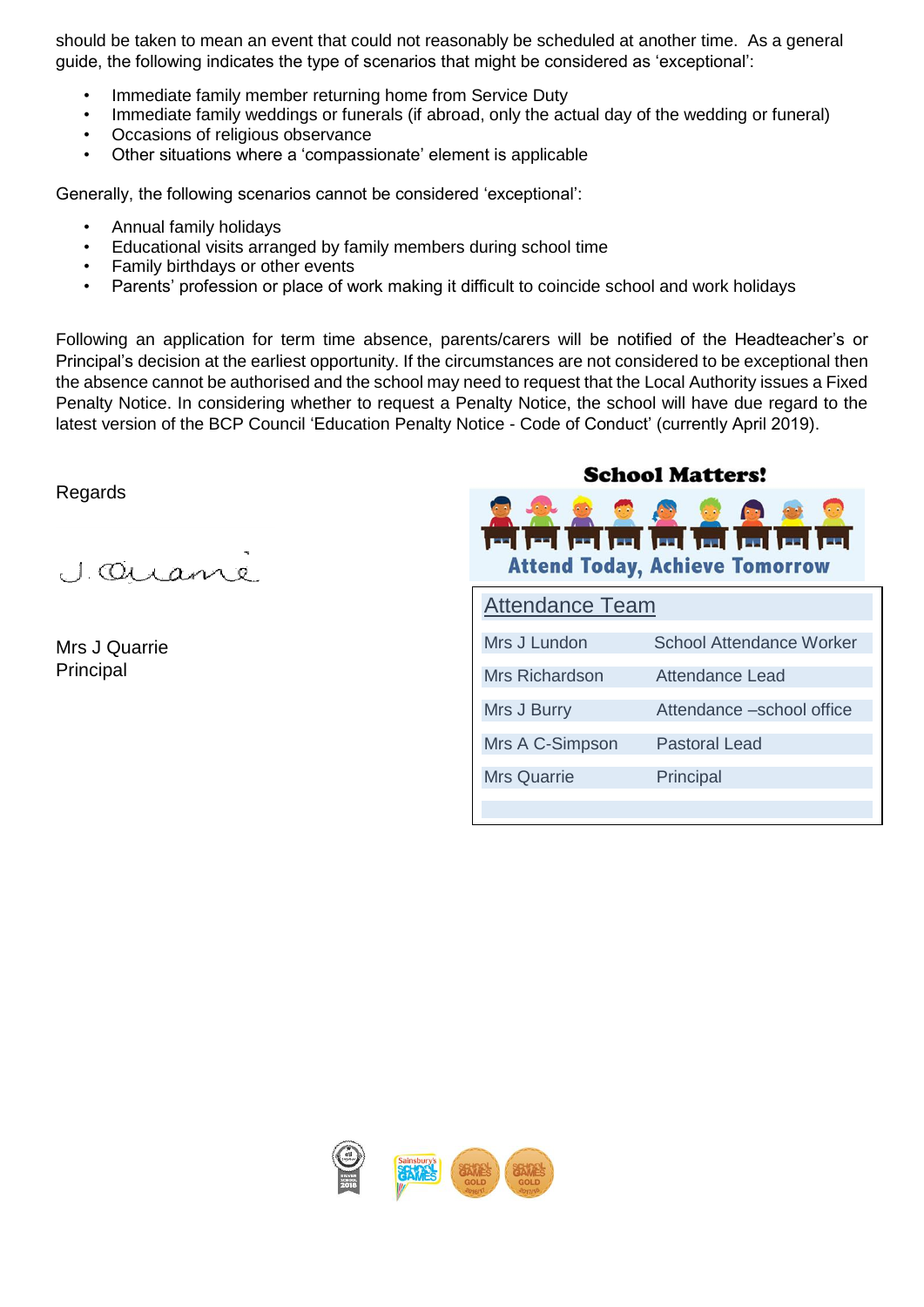should be taken to mean an event that could not reasonably be scheduled at another time. As a general guide, the following indicates the type of scenarios that might be considered as 'exceptional':

- Immediate family member returning home from Service Duty
- Immediate family weddings or funerals (if abroad, only the actual day of the wedding or funeral)
- Occasions of religious observance
- Other situations where a 'compassionate' element is applicable

Generally, the following scenarios cannot be considered 'exceptional':

- Annual family holidays
- Educational visits arranged by family members during school time
- Family birthdays or other events
- Parents' profession or place of work making it difficult to coincide school and work holidays

Following an application for term time absence, parents/carers will be notified of the Headteacher's or Principal's decision at the earliest opportunity. If the circumstances are not considered to be exceptional then the absence cannot be authorised and the school may need to request that the Local Authority issues a Fixed Penalty Notice. In considering whether to request a Penalty Notice, the school will have due regard to the latest version of the BCP Council 'Education Penalty Notice - Code of Conduct' (currently April 2019).

Regards

J. Quarrie

Mrs J Quarrie
Principal

**School Matters!**

**Attend Today, Achieve Tomorrow**

| Attendance Team | |
|---|---|
| Mrs J Lundon | School Attendance Worker |
| Mrs Richardson | Attendance Lead |
| Mrs J Burry | Attendance –school office |
| Mrs A C-Simpson | Pastoral Lead |
| Mrs Quarrie | Principal |
| | |